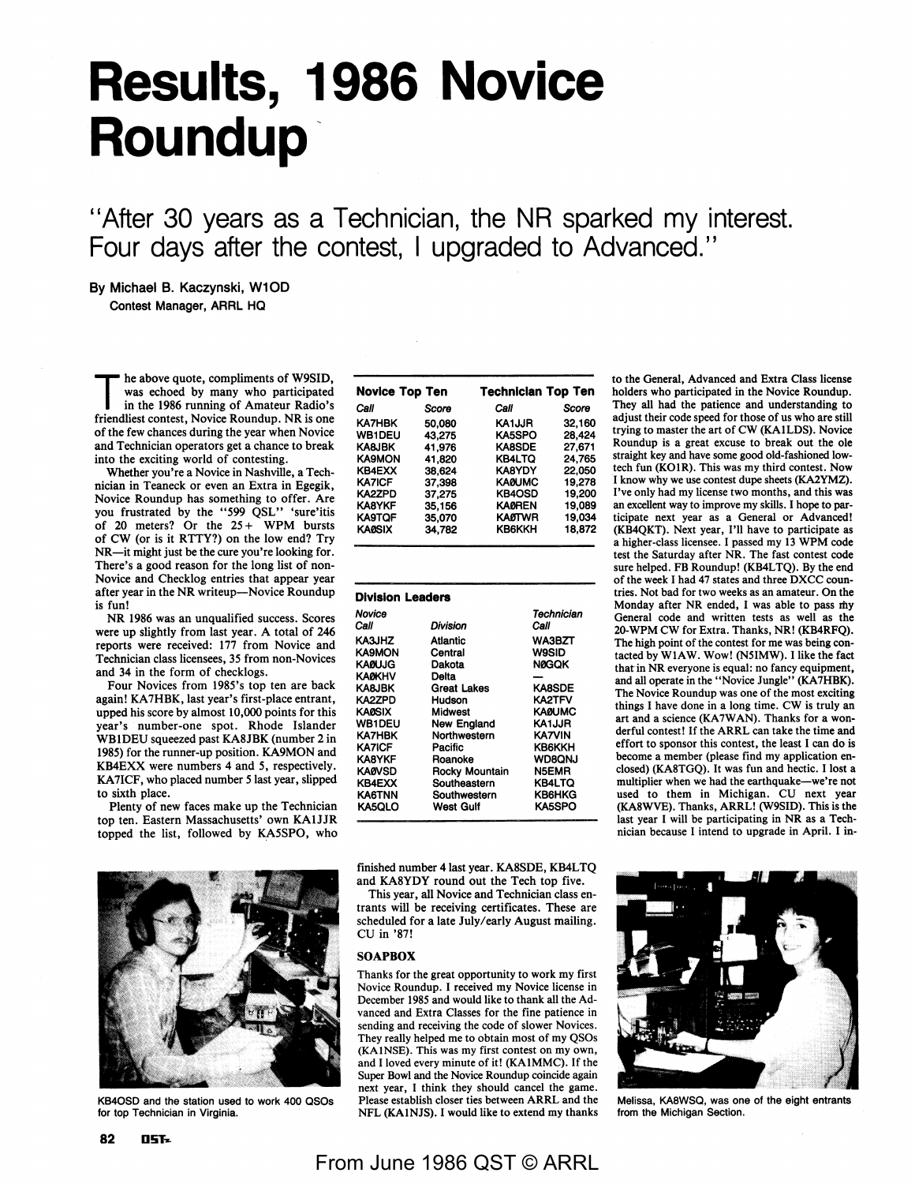# Results, 1986 Novice Roundup

"After 30 years as a Technician, the NR sparked my interest. Four days after the contest, I upgraded to Advanced."

By Michael B. Kaczynski, W1OD
Contest Manager, ARRL HQ

The above quote, compliments of W9SID, was echoed by many who participated in the 1986 running of Amateur Radio's friendliest contest, Novice Roundup. NR is one of the few chances during the year when Novice and Technician operators get a chance to break into the exciting world of contesting.

Whether you're a Novice in Nashville, a Technician in Teaneck or even an Extra in Egegik, Novice Roundup has something to offer. Are you frustrated by the "599 QSL" 'sure'itis of 20 meters? Or the 25+ WPM bursts of CW (or is it RTTY?) on the low end? Try NR—it might just be the cure you're looking for. There's a good reason for the long list of non-Novice and Checklog entries that appear year after year in the NR writeup—Novice Roundup is fun!

NR 1986 was an unqualified success. Scores were up slightly from last year. A total of 246 reports were received: 177 from Novice and Technician class licensees, 35 from non-Novices and 34 in the form of checklogs.

Four Novices from 1985's top ten are back again! KA7HBK, last year's first-place entrant, upped his score by almost 10,000 points for this year's number-one spot. Rhode Islander WB1DEU squeezed past KA8JBK (number 2 in 1985) for the runner-up position. KA9MON and KB4EXX were numbers 4 and 5, respectively. KA7ICF, who placed number 5 last year, slipped to sixth place.

Plenty of new faces make up the Technician top ten. Eastern Massachusetts' own KA1JJR topped the list, followed by KA5SPO, who finished number 4 last year. KA8SDE, KB4LTQ and KA8YDY round out the Tech top five.

This year, all Novice and Technician class entrants will be receiving certificates. These are scheduled for a late July/early August mailing. CU in '87!

| Novice Top Ten | | Technician Top Ten | |
|---|---|---|---|
| *Call* | *Score* | *Call* | *Score* |
| KA7HBK | 50,080 | KA1JJR | 32,160 |
| WB1DEU | 43,275 | KA5SPO | 28,424 |
| KA8JBK | 41,976 | KA8SDE | 27,671 |
| KA9MON | 41,820 | KB4LTQ | 24,765 |
| KB4EXX | 38,624 | KA8YDY | 22,050 |
| KA7ICF | 37,398 | KAØUMC | 19,278 |
| KA2ZPD | 37,275 | KB4OSD | 19,200 |
| KA8YKF | 35,156 | KAØREN | 19,089 |
| KA9TQF | 35,070 | KAØTWR | 19,034 |
| KAØSIX | 34,782 | KB6KKH | 18,872 |

**Division Leaders**

| Novice Call | Division | Technician Call |
|---|---|---|
| KA3JHZ | Atlantic | WA3BZT |
| KA9MON | Central | W9SID |
| KAØUJG | Dakota | NØGQK |
| KAØKHV | Delta | — |
| KA8JBK | Great Lakes | KA8SDE |
| KA2ZPD | Hudson | KA2TFV |
| KAØSIX | Midwest | KAØUMC |
| WB1DEU | New England | KA1JJR |
| KA7HBK | Northwestern | KA7VIN |
| KA7ICF | Pacific | KB6KKH |
| KA8YKF | Roanoke | WD8QNJ |
| KAØVSD | Rocky Mountain | N5EMR |
| KB4EXX | Southeastern | KB4LTQ |
| KA6TNN | Southwestern | KB6HKG |
| KA5QLO | West Gulf | KA5SPO |

KB4OSD and the station used to work 400 QSOs for top Technician in Virginia.

## SOAPBOX

Thanks for the great opportunity to work my first Novice Roundup. I received my Novice license in December 1985 and would like to thank all the Advanced and Extra Classes for the fine patience in sending and receiving the code of slower Novices. They really helped me to obtain most of my QSOs (KA1NSE). This was my first contest on my own, and I loved every minute of it! (KA1MMC). If the Super Bowl and the Novice Roundup coincide again next year, I think they should cancel the game. Please establish closer ties between ARRL and the NFL (KA1NJS). I would like to extend my thanks to the General, Advanced and Extra Class license holders who participated in the Novice Roundup. They all had the patience and understanding to adjust their code speed for those of us who are still trying to master the art of CW (KA1LDS). Novice Roundup is a great excuse to break out the ole straight key and have some good old-fashioned low-tech fun (KO1R). This was my third contest. Now I know why we use contest dupe sheets (KA2YMZ). I've only had my license two months, and this was an excellent way to improve my skills. I hope to participate next year as a General or Advanced! (KB4QKT). Next year, I'll have to participate as a higher-class licensee. I passed my 13 WPM code test the Saturday after NR. The fast contest code sure helped. FB Roundup! (KB4LTQ). By the end of the week I had 47 states and three DXCC countries. Not bad for two weeks as an amateur. On the Monday after NR ended, I was able to pass my General code and written tests as well as the 20-WPM CW for Extra. Thanks, NR! (KB4RFQ). The high point of the contest for me was being contacted by W1AW. Wow! (N5IMW). I like the fact that in NR everyone is equal: no fancy equipment, and all operate in the "Novice Jungle" (KA7HBK). The Novice Roundup was one of the most exciting things I have done in a long time. CW is truly an art and a science (KA7WAN). Thanks for a wonderful contest! If the ARRL can take the time and effort to sponsor this contest, the least I can do is become a member (please find my application enclosed) (KA8TGQ). It was fun and hectic. I lost a multiplier when we had the earthquake—we're not used to them in Michigan. CU next year (KA8WVE). Thanks, ARRL! (W9SID). This is the last year I will be participating in NR as a Technician because I intend to upgrade in April. I in-

Melissa, KA8WSQ, was one of the eight entrants from the Michigan Section.

From June 1986 QST © ARRL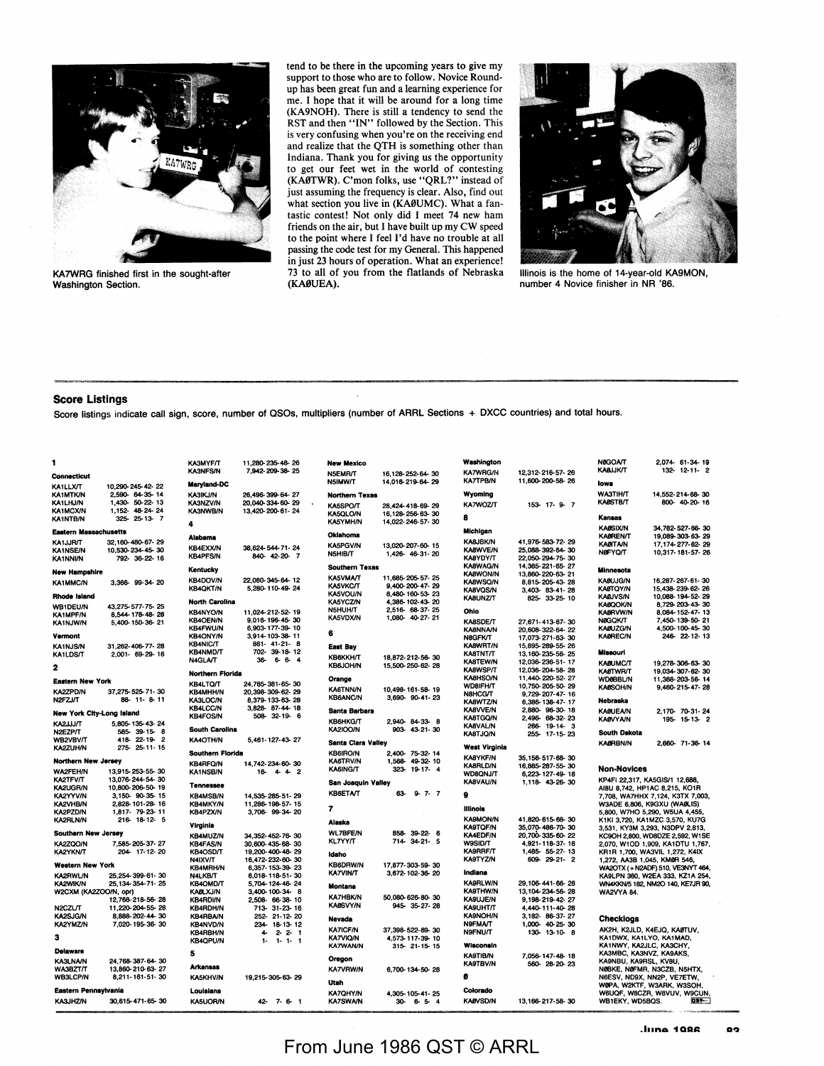KA7WRG finished first in the sought-after Washington Section.

tend to be there in the upcoming years to give my support to those who are to follow. Novice Roundup has been great fun and a learning experience for me. I hope that it will be around for a long time (KA9NOH). There is still a tendency to send the RST and then "IN" followed by the Section. This is very confusing when you're on the receiving end and realize that the QTH is something other than Indiana. Thank you for giving us the opportunity to get our feet wet in the world of contesting (KAØTWR). C'mon folks, use "QRL?" instead of just assuming the frequency is clear. Also, find out what section you live in (KAØUMC). What a fantastic contest! Not only did I meet 74 new ham friends on the air, but I have built up my CW speed to the point where I feel I'd have no trouble at all passing the code test for my General. This happened in just 23 hours of operation. What an experience! 73 to all of you from the flatlands of Nebraska (KAØUEA).

Illinois is the home of 14-year-old KA9MON, number 4 Novice finisher in NR '86.

## Score Listings

Score listings indicate call sign, score, number of QSOs, multipliers (number of ARRL Sections + DXCC countries) and total hours.

### 1

**Connecticut**

KA1LLX/T 10,290- 245- 42- 22
KA1MTK/N 2,590- 64- 35- 14
KA1LHJ/N 1,430- 50- 22- 13
KA1MCX/N 1,152- 48- 24- 24
KA1NTB/N 325- 25- 13- 7

**Eastern Massachusetts**

KA1JJR/T 32,160- 480- 67- 29
KA1NSE/N 10,530- 234- 45- 30
KA1NNI/N 792- 36- 22- 16

**New Hampshire**

KA1MMC/N 3,366- 99- 34- 20

**Rhode Island**

WB1DEU/N 43,275- 577- 75- 25
KA1MPF/N 8,544- 178- 48- 28
KA1NJW/N 5,400- 150- 36- 21

**Vermont**

KA1NJS/N 31,262- 406- 77- 28
KA1LDS/T 2,001- 69- 29- 16

### 2

**Eastern New York**

KA2ZPD/N 37,275- 525- 71- 30
N2FZJ/T 88- 11- 8- 11

**New York City-Long Island**

KA2JJJ/T 5,805- 135- 43- 24
N2EZP/T 585- 39- 15- 8
WB2VBV/T 418- 22- 19- 2
KA2ZUH/N 275- 25- 11- 15

**Northern New Jersey**

WA2FEH/N 13,915- 253- 55- 30
KA2TFV/T 13,076- 244- 54- 30
KA2UGR/N 10,800- 206- 50- 19
KA2YYV/N 3,150- 90- 35- 15
KA2VHB/N 2,828- 101- 28- 16
KA2PZD/N 1,817- 79- 23- 11
KA2RLN/N 216- 18- 12- 5

**Southern New Jersey**

KA2ZQO/N 7,585- 205- 37- 27
KA2YKN/T 204- 17- 12- 20

**Western New York**

KA2RWL/N 25,254- 399- 61- 30
KA2WIK/N 25,134- 354- 71- 25
W2CXM (KA2ZOO/N, opr) 12,768- 218- 56- 28
N2CZL/T 11,220- 204- 55- 28
KA2SJG/N 8,888- 202- 44- 30
KA2YMZ/N 7,020- 195- 36- 30

### 3

**Delaware**

KA3LNA/N 24,768- 387- 64- 30
WA3BZT/T 13,860- 210- 63- 27
WB3LCP/N 8,211- 161- 51- 30

**Eastern Pennsylvania**

KA3JHZ/N 30,615- 471- 65- 30
KA3MYF/T 11,280- 235- 48- 26
KA3NFS/N 7,942- 209- 38- 25

**Maryland-DC**

KA3IKJ/N 26,496- 399- 64- 27
KA3NZV/N 20,040- 334- 60- 29
KA3NWB/N 13,420- 200- 61- 24

### 4

**Alabama**

KB4EXX/N 38,624- 544- 71- 24
KB4PFS/N 840- 42- 20- 7

**Kentucky**

KB4DOV/N 22,080- 345- 64- 12
KB4QKT/N 5,280- 110- 49- 24

**North Carolina**

KB4NYO/N 11,024- 212- 52- 19
KB4OEN/N 9,016- 196- 45- 30
KB4FWU/N 6,903- 177- 39- 10
KB4ONY/N 3,914- 103- 38- 11
KB4NIC/T 861- 41- 21- 8
KB4NMD/T 702- 39- 18- 12
N4GLA/T 36- 6- 6- 4

**Northern Florida**

KB4LTQ/T 24,785- 381- 65- 30
KB4MHH/N 20,398- 309- 62- 29
KA3LOC/N 8,379- 133- 63- 28
KB4LCC/N 3,828- 87- 44- 18
KB4FOS/N 508- 32- 19- 6

**South Carolina**

KA4OTH/N 5,461- 127- 43- 27

**Southern Florida**

KB4RFQ/N 14,742- 234- 60- 30
KA1NSB/N 16- 4- 4- 2

**Tennessee**

KB4MSB/N 14,535- 285- 51- 29
KB4MKY/N 11,286- 198- 57- 15
KB4PZX/N 3,706- 99- 34- 20

**Virginia**

KB4MUZ/N 34,352- 452- 76- 30
KB4FAS/N 30,600- 435- 68- 30
KB4OSD/T 19,200- 400- 48- 29
N4IXV/T 16,472- 232- 60- 30
KB4MRH/N 6,357- 153- 39- 23
N4LKB/T 6,018- 118- 51- 30
KB4OMD/T 5,704- 124- 46- 24
KAØLXJ/N 3,400- 100- 34- 8
KB4RDI/N 2,508- 66- 38- 10
KB4RDH/N 713- 31- 23- 16
KB4RBA/N 252- 21- 12- 20
KB4NVD/N 234- 18- 13- 12
KB4RBH/N 4- 2- 2- 1
KB4QPU/N 1- 1- 1- 1

### 5

**Arkansas**

KA5KHV/N 19,215- 305- 63- 29

**Louisiana**

KA5UOR/N 42- 7- 6- 1

**New Mexico**

N5EMR/T 16,128- 252- 64- 30
N5IMW/T 14,016- 219- 64- 29

**Northern Texas**

KA5SPO/T 28,424- 418- 69- 29
KA5QLO/N 16,128- 256- 63- 30
KA5YMH/N 14,022- 246- 57- 30

**Oklahoma**

KA5PGV/N 13,020- 207- 60- 15
N5HIB/T 1,426- 46- 31- 20

**Southern Texas**

KA5VMA/T 11,685- 205- 57- 25
KA5VKC/T 9,400- 200- 47- 29
KA5VOU/N 8,480- 160- 53- 23
KA5YCZ/N 4,386- 102- 43- 20
N5HUH/T 2,516- 68- 37- 25
KA5VDX/N 1,080- 40- 27- 21

### 6

**East Bay**

KB6KKH/T 18,872- 212- 56- 30
KB6JOH/N 15,500- 250- 62- 28

**Orange**

KA6TNN/N 10,498- 161- 58- 19
KB6ANC/N 3,690- 90- 41- 23

**Santa Barbara**

KB6HKG/T 2,940- 84- 33- 8
KA2IOO/N 903- 43- 21- 30

**Santa Clara Valley**

KB6IRO/N 2,400- 75- 32- 14
KA6TRV/N 1,568- 49- 32- 10
KA6ING/T 323- 19- 17- 4

**San Joaquin Valley**

KB6ETA/T 63- 9- 7- 7

### 7

**Alaska**

WL7BFE/N 858- 39- 22- 6
KL7YY/T 714- 34- 21- 5

**Idaho**

KB6DRW/N 17,877- 303- 59- 30
KA7VIN/T 3,672- 102- 36- 20

**Montana**

KA7HBK/N 50,080- 626- 80- 30
KAØSVY/N 945- 35- 27- 28

**Nevada**

KA7ICF/N 37,398- 522- 69- 30
KA7VIQ/N 4,573- 117- 39- 10
KA7WAN/N 315- 21- 15- 15

**Oregon**

KA7VRW/N 6,700- 134- 50- 28

**Utah**

KA7QHY/N 4,305- 105- 41- 25
KA7SWA/N 30- 6- 5- 4

**Washington**

KA7WRG/N 12,312- 216- 57- 26
KA7TPB/N 11,600- 200- 58- 26

**Wyoming**

KA7WOZ/T 153- 17- 9- 7

### 8

**Michigan**

KA8JBK/N 41,976- 583- 72- 29
KA8WVE/N 25,088- 392- 64- 30
KA8YDY/T 22,050- 294- 75- 30
KA8WAG/N 14,365- 221- 65- 27
KA8WON/N 13,860- 220- 63- 21
KA8WSQ/N 8,815- 205- 43- 28
KA8VQS/N 3,403- 83- 41- 28
KA8UNZ/T 825- 33- 25- 10

**Ohio**

KA8SDE/T 27,671- 413- 67- 30
KA8NNA/N 20,608- 322- 64- 22
N8GFK/T 17,073- 271- 63- 30
KA8WRT/N 15,895- 289- 55- 26
KA8TNT/T 13,160- 235- 56- 25
KA8TEW/N 12,036- 236- 51- 17
KA8WSP/T 12,036- 204- 58- 28
KA8HSO/N 11,440- 220- 52- 27
WD8IFH/T 10,750- 205- 50- 29
N8HCG/T 9,729- 207- 47- 16
KA8WTZ/N 6,386- 138- 47- 17
KA8VVE/N 2,880- 96- 30- 18
KA8TGO/N 2,496- 68- 32- 23
KA8VAL/N 266- 19- 14- 3
KA8TJQ/N 255- 17- 15- 23

**West Virginia**

KA8YKF/N 35,156- 517- 68- 30
KA8RLD/N 16,885- 287- 55- 30
WD8QNJ/T 6,223- 127- 49- 18
KA8VAU/N 1,118- 43- 26- 30

### 9

**Illinois**

KA9MON/N 41,820- 615- 68- 30
KA9TQF/N 35,070- 486- 70- 30
KA4EDF/N 20,700- 335- 60- 22
W9SID/T 4,921- 118- 37- 16
KA9RRF/T 1,485- 55- 27- 13
KA9TYZ/N 609- 29- 21- 2

**Indiana**

KA9RLW/N 29,106- 441- 66- 28
KA9THW/N 13,104- 234- 56- 28
KA9UJE/N 9,198- 219- 42- 27
KA9UHT/T 4,440- 111- 40- 28
KA9NOH/N 3,182- 86- 37- 27
N9FMA/T 1,000- 40- 25- 30
N9FNU/T 130- 13- 10- 8

**Wisconsin**

KA9TIB/N 7,056- 147- 48- 18
KA9TBV/N 560- 28- 20- 23

### Ø

**Colorado**

KAØVSD/N 13,166- 217- 58- 30
NØGOA/T 2,074- 61- 34- 19
KAØJJK/T 132- 12- 11- 2

**Iowa**

WA3TIH/T 14,552- 214- 68- 30
KAØSTB/T 800- 40- 20- 16

**Kansas**

KAØSIX/N 34,782- 527- 66- 30
KAØREN/T 19,089- 303- 63- 29
KAØITA/N 17,174- 277- 62- 29
NØFYQ/T 10,317- 181- 57- 26

**Minnesota**

KAØUJG/N 16,287- 267- 61- 30
KAØTQY/N 15,438- 239- 62- 26
KAØJVS/N 10,088- 194- 52- 29
KAØQOK/N 8,729- 203- 43- 30
KAØRVW/N 8,084- 152- 47- 13
NØGQK/T 7,450- 139- 50- 21
KAØUZG/N 4,500- 100- 45- 30
KAØREC/N 246- 22- 12- 13

**Missouri**

KAØUMC/T 19,278- 306- 63- 30
KAØTWR/T 19,034- 307- 62- 30
WDØBBL/N 11,368- 203- 56- 14
KAØSOH/N 9,460- 215- 47- 28

**Nebraska**

KAØUEA/N 2,170- 70- 31- 24
KAØVYA/N 195- 15- 13- 2

**South Dakota**

KAØRBN/N 2,660- 71- 36- 14

### Non-Novices

KP4FI 22,317, KA5GIS/1 12,688, AI8U 8,742, HP1AC 8,215, KO1R 7,708, WA7HHX 7,124, K3TX 7,003, W3ADE 6,806, K9GXU (WAØLIS) 5,800, W7HO 5,290, W5UA 4,455, K1KI 3,720, KA1MZC 3,570, KU7G 3,531, KY3M 3,293, N3DPV 2,813, KC9OH 2,800, WD8DZE 2,592, W1SE 2,070, W1OD 1,909, KA1DTU 1,767, KR1R 1,700, WA3VIL 1,272, K4IX 1,272, AA3B 1,045, KMØR 546, WA2OTX (+N2ADF) 510, VE3NYT 464, KA9LPN 360, W2EA 333, KZ1A 254, WN4KKN/5 182, NM2O 140, KE7JR 90, WA2VYA 84.

### Checklogs

AK2H, K2JLD, K4EJQ, KAØTUV, KA1DWX, KA1LYO, KA1MAD, KA1NWY, KA2JLC, KA3CHY, KA3MBC, KA3NVZ, KA9AKS, KA9NBU, KA9RSL, KV8U, NØBKE, NØFMR, N3CZB, N5HTX, N6ESV, ND9X, NN2P, VE7ETW, WØPA, W2KTF, W3ARK, W3SOH, W6UQF, W8CZR, W8VUV, W9CUN, WB1EKY, WD5BQS.

From June 1986 QST © ARRL